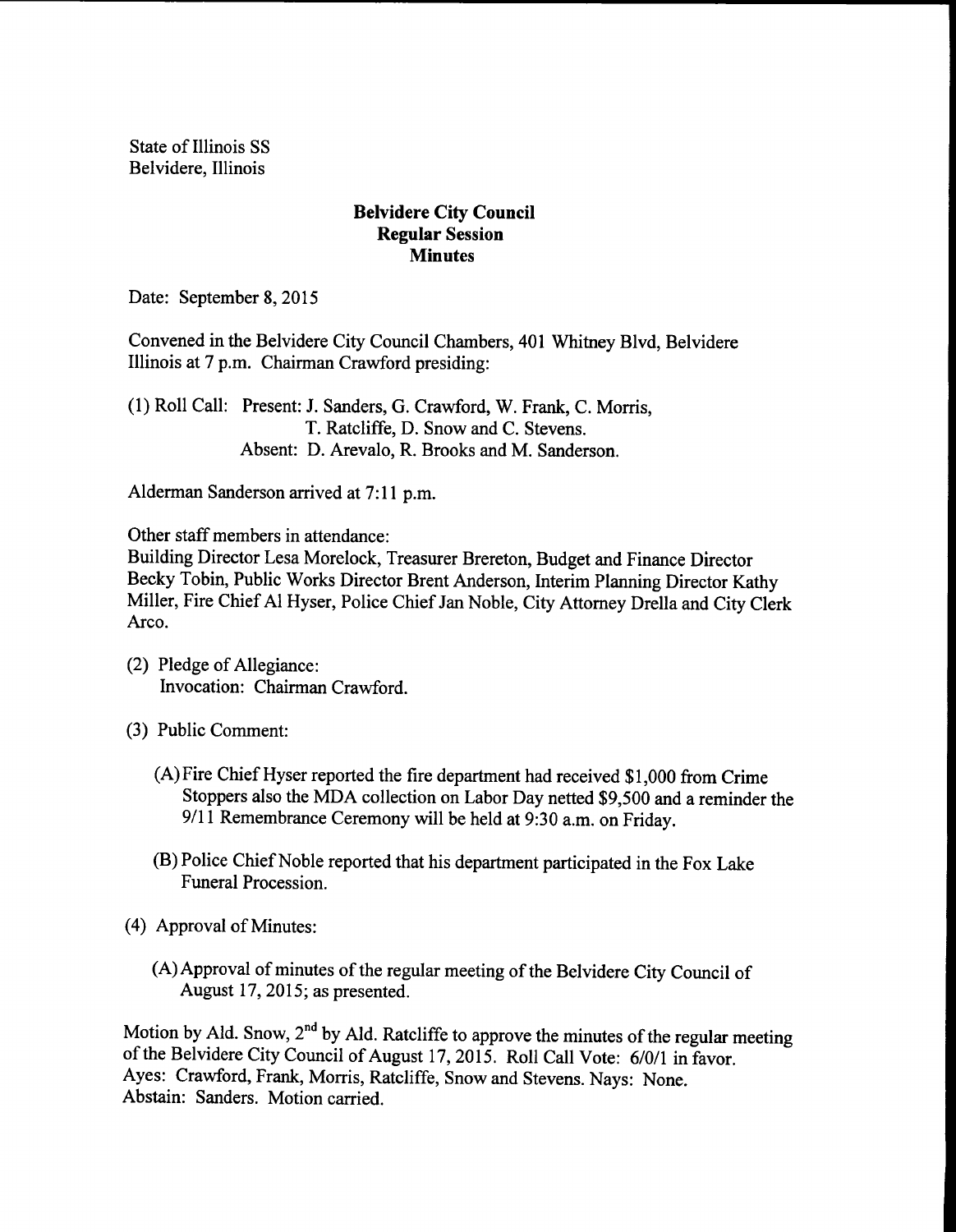State of Illinois SS
Belvidere, Illinois

**Belvidere City Council**
**Regular Session**
**Minutes**

Date: September 8, 2015

Convened in the Belvidere City Council Chambers, 401 Whitney Blvd, Belvidere Illinois at 7 p.m. Chairman Crawford presiding:

(1) Roll Call: Present: J. Sanders, G. Crawford, W. Frank, C. Morris, T. Ratcliffe, D. Snow and C. Stevens.
Absent: D. Arevalo, R. Brooks and M. Sanderson.

Alderman Sanderson arrived at 7:11 p.m.

Other staff members in attendance:
Building Director Lesa Morelock, Treasurer Brereton, Budget and Finance Director Becky Tobin, Public Works Director Brent Anderson, Interim Planning Director Kathy Miller, Fire Chief Al Hyser, Police Chief Jan Noble, City Attorney Drella and City Clerk Arco.

(2) Pledge of Allegiance:
Invocation: Chairman Crawford.

(3) Public Comment:

(A) Fire Chief Hyser reported the fire department had received $1,000 from Crime Stoppers also the MDA collection on Labor Day netted $9,500 and a reminder the 9/11 Remembrance Ceremony will be held at 9:30 a.m. on Friday.

(B) Police Chief Noble reported that his department participated in the Fox Lake Funeral Procession.

(4) Approval of Minutes:

(A) Approval of minutes of the regular meeting of the Belvidere City Council of August 17, 2015; as presented.

Motion by Ald. Snow, 2nd by Ald. Ratcliffe to approve the minutes of the regular meeting of the Belvidere City Council of August 17, 2015. Roll Call Vote: 6/0/1 in favor. Ayes: Crawford, Frank, Morris, Ratcliffe, Snow and Stevens. Nays: None. Abstain: Sanders. Motion carried.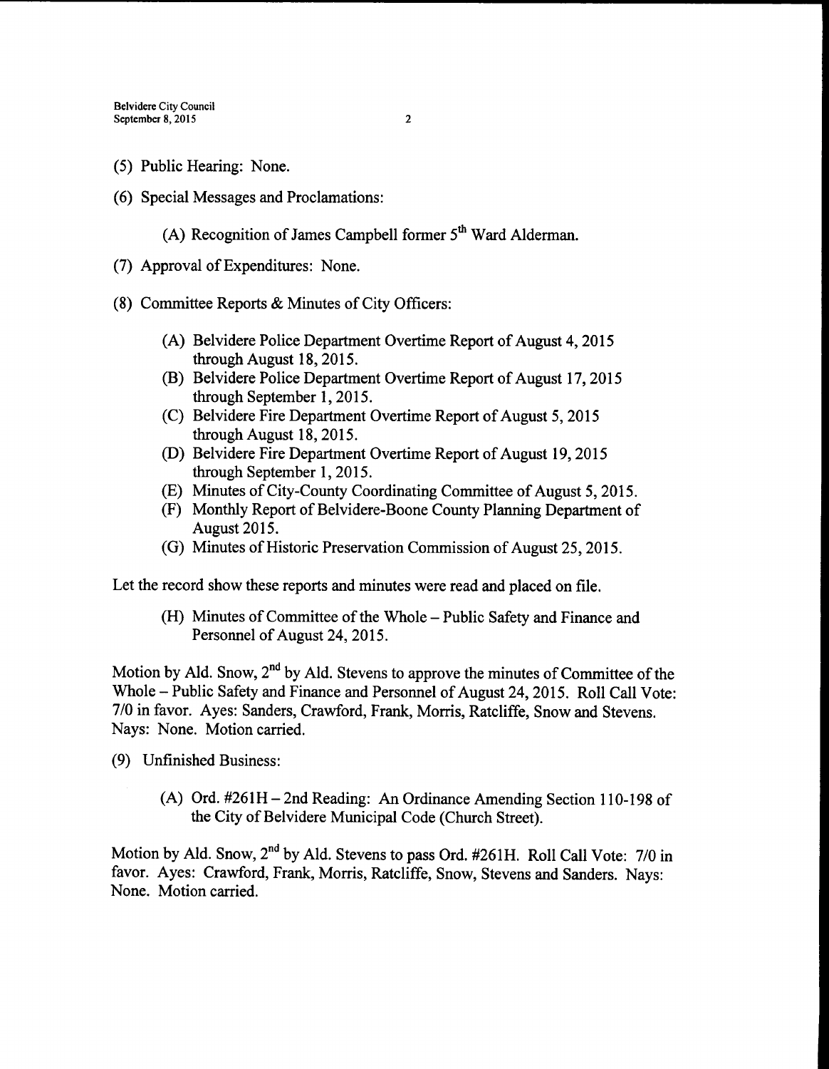(5) Public Hearing: None.

(6) Special Messages and Proclamations:

(A) Recognition of James Campbell former 5th Ward Alderman.

(7) Approval of Expenditures: None.

(8) Committee Reports & Minutes of City Officers:

(A) Belvidere Police Department Overtime Report of August 4, 2015 through August 18, 2015.
(B) Belvidere Police Department Overtime Report of August 17, 2015 through September 1, 2015.
(C) Belvidere Fire Department Overtime Report of August 5, 2015 through August 18, 2015.
(D) Belvidere Fire Department Overtime Report of August 19, 2015 through September 1, 2015.
(E) Minutes of City-County Coordinating Committee of August 5, 2015.
(F) Monthly Report of Belvidere-Boone County Planning Department of August 2015.
(G) Minutes of Historic Preservation Commission of August 25, 2015.

Let the record show these reports and minutes were read and placed on file.

(H) Minutes of Committee of the Whole – Public Safety and Finance and Personnel of August 24, 2015.

Motion by Ald. Snow, 2nd by Ald. Stevens to approve the minutes of Committee of the Whole – Public Safety and Finance and Personnel of August 24, 2015. Roll Call Vote: 7/0 in favor. Ayes: Sanders, Crawford, Frank, Morris, Ratcliffe, Snow and Stevens. Nays: None. Motion carried.

(9) Unfinished Business:

(A) Ord. #261H – 2nd Reading: An Ordinance Amending Section 110-198 of the City of Belvidere Municipal Code (Church Street).

Motion by Ald. Snow, 2nd by Ald. Stevens to pass Ord. #261H. Roll Call Vote: 7/0 in favor. Ayes: Crawford, Frank, Morris, Ratcliffe, Snow, Stevens and Sanders. Nays: None. Motion carried.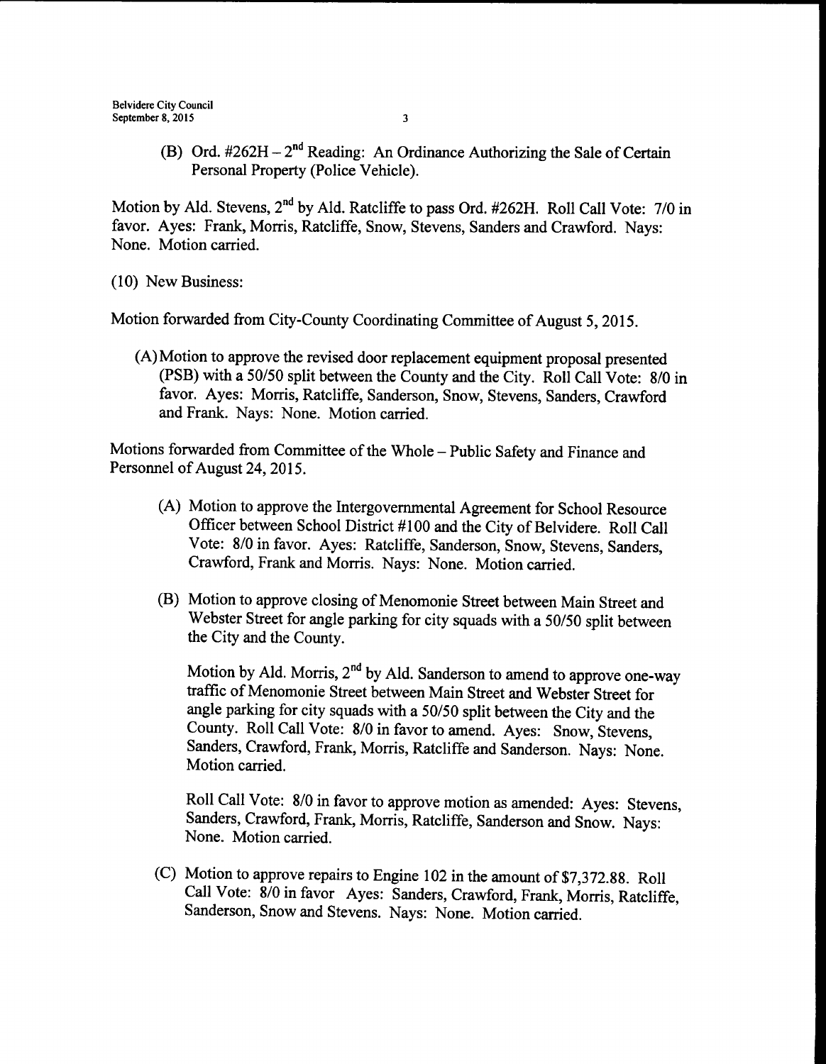(B) Ord. #262H – 2nd Reading: An Ordinance Authorizing the Sale of Certain Personal Property (Police Vehicle).

Motion by Ald. Stevens, 2nd by Ald. Ratcliffe to pass Ord. #262H. Roll Call Vote: 7/0 in favor. Ayes: Frank, Morris, Ratcliffe, Snow, Stevens, Sanders and Crawford. Nays: None. Motion carried.

(10) New Business:

Motion forwarded from City-County Coordinating Committee of August 5, 2015.

(A) Motion to approve the revised door replacement equipment proposal presented (PSB) with a 50/50 split between the County and the City. Roll Call Vote: 8/0 in favor. Ayes: Morris, Ratcliffe, Sanderson, Snow, Stevens, Sanders, Crawford and Frank. Nays: None. Motion carried.

Motions forwarded from Committee of the Whole – Public Safety and Finance and Personnel of August 24, 2015.

(A) Motion to approve the Intergovernmental Agreement for School Resource Officer between School District #100 and the City of Belvidere. Roll Call Vote: 8/0 in favor. Ayes: Ratcliffe, Sanderson, Snow, Stevens, Sanders, Crawford, Frank and Morris. Nays: None. Motion carried.

(B) Motion to approve closing of Menomonie Street between Main Street and Webster Street for angle parking for city squads with a 50/50 split between the City and the County.

Motion by Ald. Morris, 2nd by Ald. Sanderson to amend to approve one-way traffic of Menomonie Street between Main Street and Webster Street for angle parking for city squads with a 50/50 split between the City and the County. Roll Call Vote: 8/0 in favor to amend. Ayes: Snow, Stevens, Sanders, Crawford, Frank, Morris, Ratcliffe and Sanderson. Nays: None. Motion carried.

Roll Call Vote: 8/0 in favor to approve motion as amended: Ayes: Stevens, Sanders, Crawford, Frank, Morris, Ratcliffe, Sanderson and Snow. Nays: None. Motion carried.

(C) Motion to approve repairs to Engine 102 in the amount of $7,372.88. Roll Call Vote: 8/0 in favor Ayes: Sanders, Crawford, Frank, Morris, Ratcliffe, Sanderson, Snow and Stevens. Nays: None. Motion carried.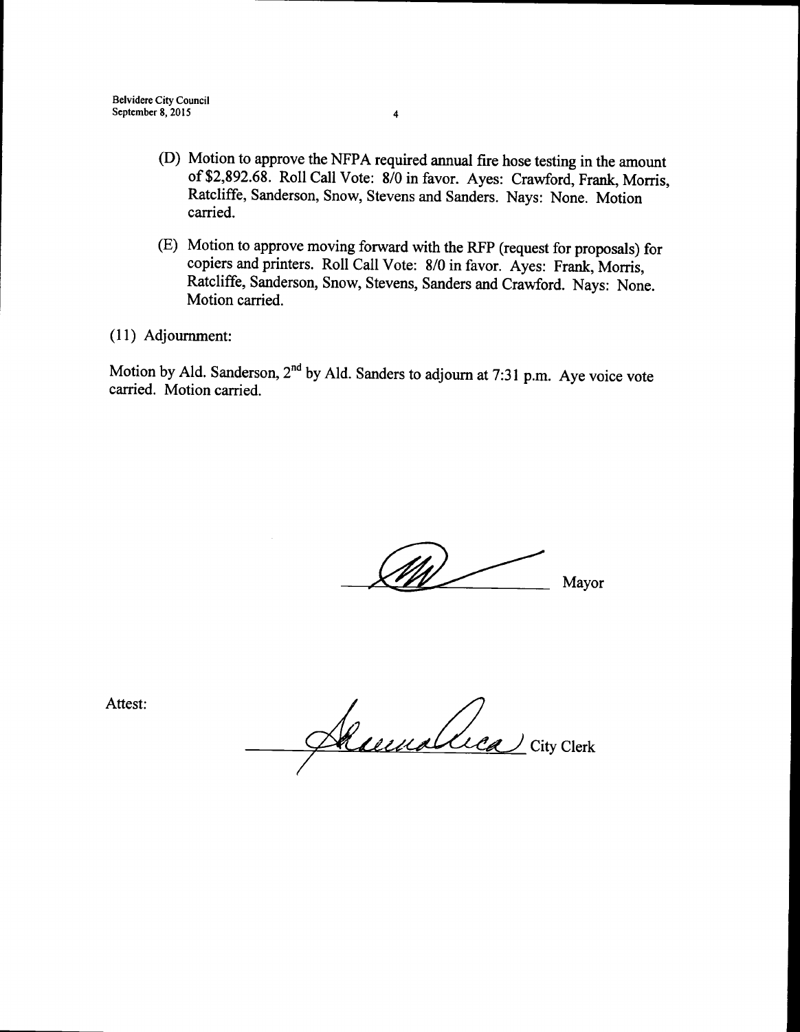(D) Motion to approve the NFPA required annual fire hose testing in the amount of $2,892.68. Roll Call Vote: 8/0 in favor. Ayes: Crawford, Frank, Morris, Ratcliffe, Sanderson, Snow, Stevens and Sanders. Nays: None. Motion carried.

(E) Motion to approve moving forward with the RFP (request for proposals) for copiers and printers. Roll Call Vote: 8/0 in favor. Ayes: Frank, Morris, Ratcliffe, Sanderson, Snow, Stevens, Sanders and Crawford. Nays: None. Motion carried.

(11) Adjournment:

Motion by Ald. Sanderson, 2nd by Ald. Sanders to adjourn at 7:31 p.m. Aye voice vote carried. Motion carried.

\_\_\_\_\_\_\_\_\_\_\_\_\_\_\_\_\_\_\_\_ Mayor

Attest:

\_\_\_\_\_\_\_\_\_\_\_\_\_\_\_\_\_\_\_\_ City Clerk